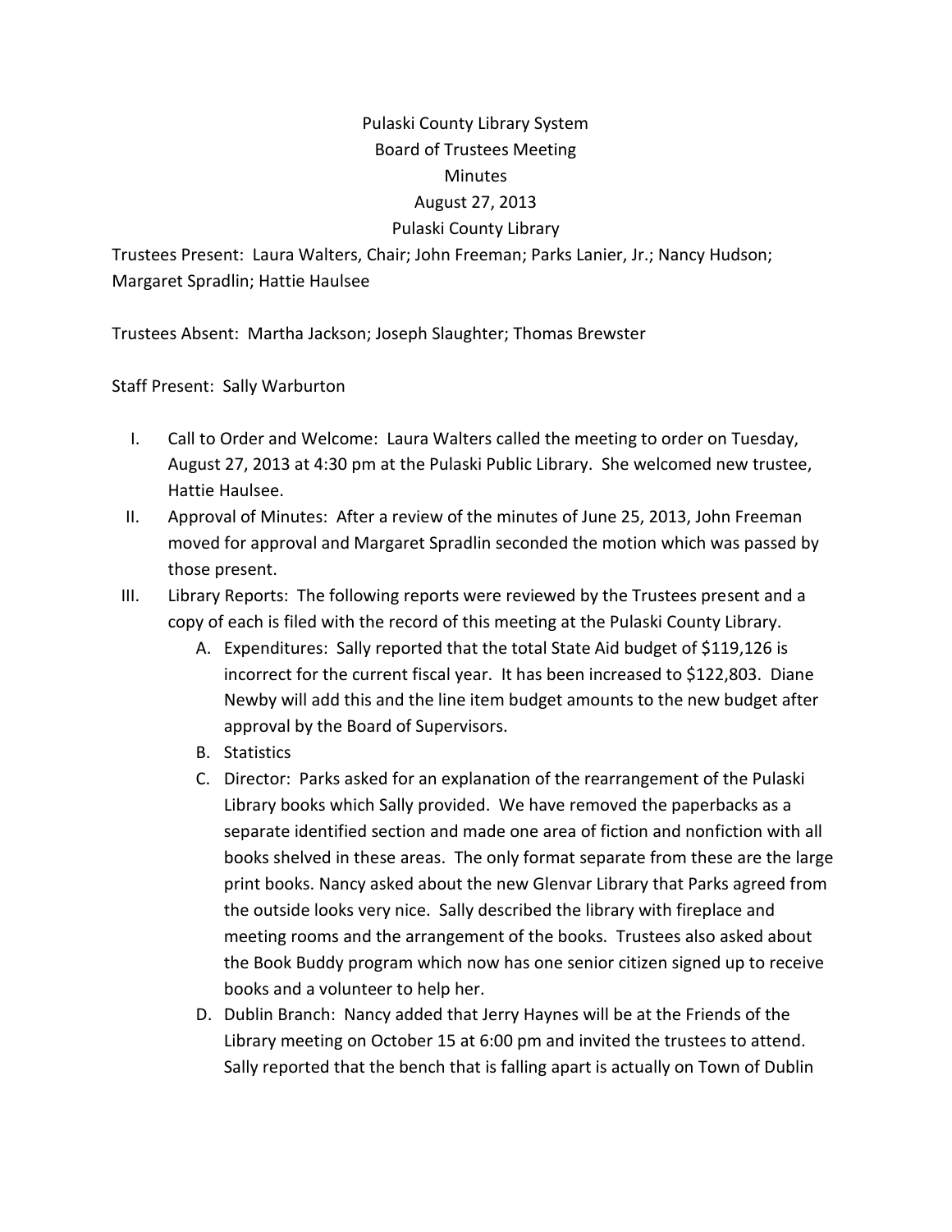# Pulaski County Library System
## Board of Trustees Meeting
## Minutes
## August 27, 2013
## Pulaski County Library

Trustees Present: Laura Walters, Chair; John Freeman; Parks Lanier, Jr.; Nancy Hudson; Margaret Spradlin; Hattie Haulsee

Trustees Absent: Martha Jackson; Joseph Slaughter; Thomas Brewster

Staff Present: Sally Warburton

I. Call to Order and Welcome: Laura Walters called the meeting to order on Tuesday, August 27, 2013 at 4:30 pm at the Pulaski Public Library. She welcomed new trustee, Hattie Haulsee.

II. Approval of Minutes: After a review of the minutes of June 25, 2013, John Freeman moved for approval and Margaret Spradlin seconded the motion which was passed by those present.

III. Library Reports: The following reports were reviewed by the Trustees present and a copy of each is filed with the record of this meeting at the Pulaski County Library.

   A. Expenditures: Sally reported that the total State Aid budget of $119,126 is incorrect for the current fiscal year. It has been increased to $122,803. Diane Newby will add this and the line item budget amounts to the new budget after approval by the Board of Supervisors.

   B. Statistics

   C. Director: Parks asked for an explanation of the rearrangement of the Pulaski Library books which Sally provided. We have removed the paperbacks as a separate identified section and made one area of fiction and nonfiction with all books shelved in these areas. The only format separate from these are the large print books. Nancy asked about the new Glenvar Library that Parks agreed from the outside looks very nice. Sally described the library with fireplace and meeting rooms and the arrangement of the books. Trustees also asked about the Book Buddy program which now has one senior citizen signed up to receive books and a volunteer to help her.

   D. Dublin Branch: Nancy added that Jerry Haynes will be at the Friends of the Library meeting on October 15 at 6:00 pm and invited the trustees to attend. Sally reported that the bench that is falling apart is actually on Town of Dublin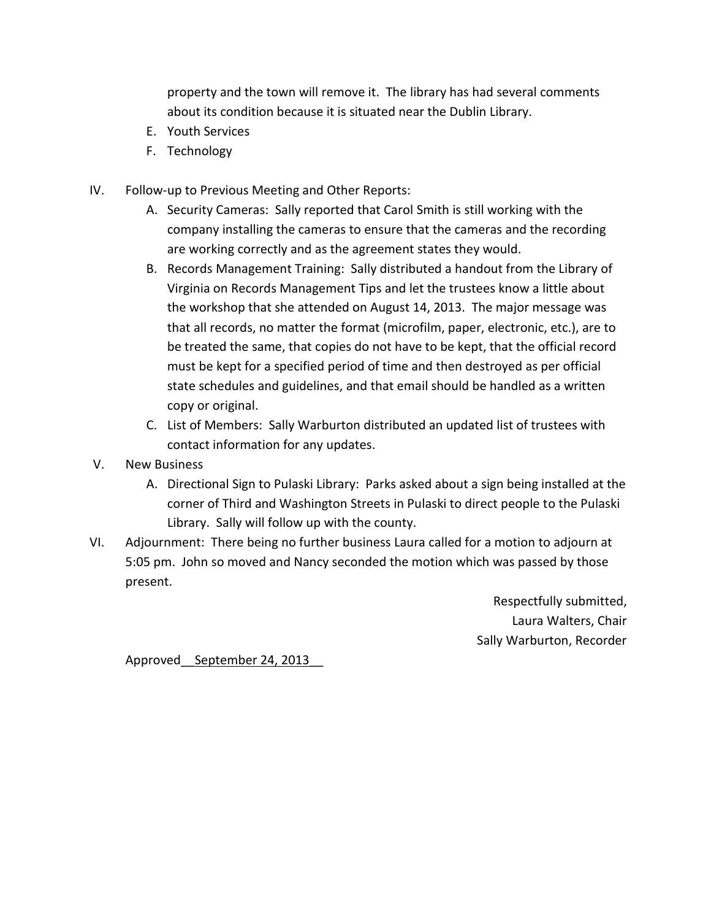property and the town will remove it. The library has had several comments about its condition because it is situated near the Dublin Library.

E. Youth Services
F. Technology

IV. Follow-up to Previous Meeting and Other Reports:

A. Security Cameras: Sally reported that Carol Smith is still working with the company installing the cameras to ensure that the cameras and the recording are working correctly and as the agreement states they would.

B. Records Management Training: Sally distributed a handout from the Library of Virginia on Records Management Tips and let the trustees know a little about the workshop that she attended on August 14, 2013. The major message was that all records, no matter the format (microfilm, paper, electronic, etc.), are to be treated the same, that copies do not have to be kept, that the official record must be kept for a specified period of time and then destroyed as per official state schedules and guidelines, and that email should be handled as a written copy or original.

C. List of Members: Sally Warburton distributed an updated list of trustees with contact information for any updates.

V. New Business

A. Directional Sign to Pulaski Library: Parks asked about a sign being installed at the corner of Third and Washington Streets in Pulaski to direct people to the Pulaski Library. Sally will follow up with the county.

VI. Adjournment: There being no further business Laura called for a motion to adjourn at 5:05 pm. John so moved and Nancy seconded the motion which was passed by those present.

Respectfully submitted,
Laura Walters, Chair
Sally Warburton, Recorder

Approved__September 24, 2013__